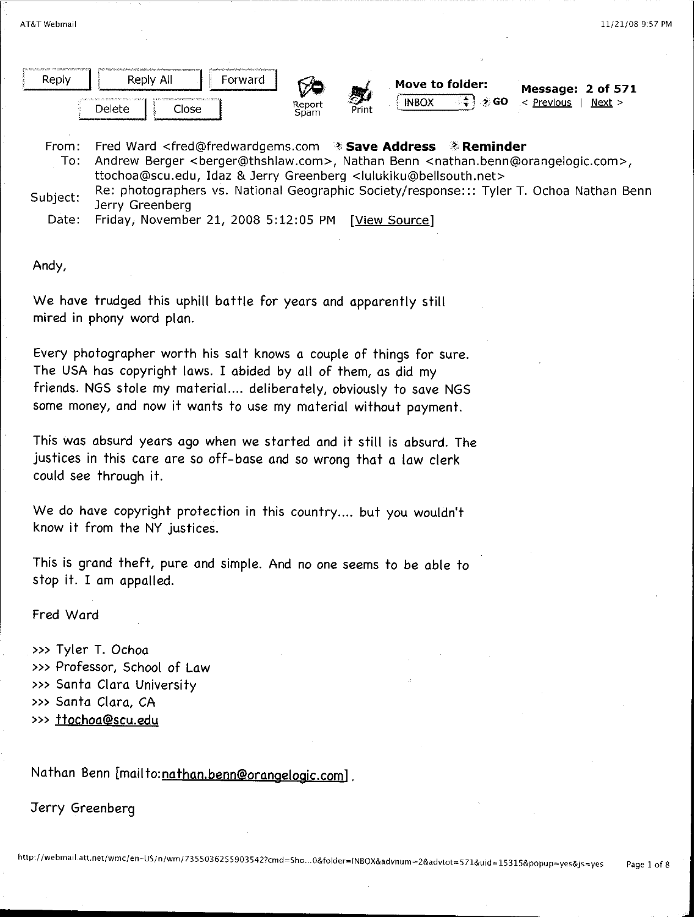From: Fred Ward <fred@fredwardgems.com> **Save Address** **Reminder**
To: Andrew Berger <berger@thshlaw.com>, Nathan Benn <nathan.benn@orangelogic.com>, ttochoa@scu.edu, Idaz & Jerry Greenberg <lulukiku@bellsouth.net>
Subject: Re: photographers vs. National Geographic Society/response::: Tyler T. Ochoa Nathan Benn Jerry Greenberg
Date: Friday, November 21, 2008 5:12:05 PM [View Source]

Andy,

We have trudged this uphill battle for years and apparently still mired in phony word plan.

Every photographer worth his salt knows a couple of things for sure. The USA has copyright laws. I abided by all of them, as did my friends. NGS stole my material.... deliberately, obviously to save NGS some money, and now it wants to use my material without payment.

This was absurd years ago when we started and it still is absurd. The justices in this care are so off-base and so wrong that a law clerk could see through it.

We do have copyright protection in this country.... but you wouldn't know it from the NY justices.

This is grand theft, pure and simple. And no one seems to be able to stop it. I am appalled.

Fred Ward

>>> Tyler T. Ochoa
>>> Professor, School of Law
>>> Santa Clara University
>>> Santa Clara, CA
>>> ttochoa@scu.edu

Nathan Benn [mailto:nathan.benn@orangelogic.com].

Jerry Greenberg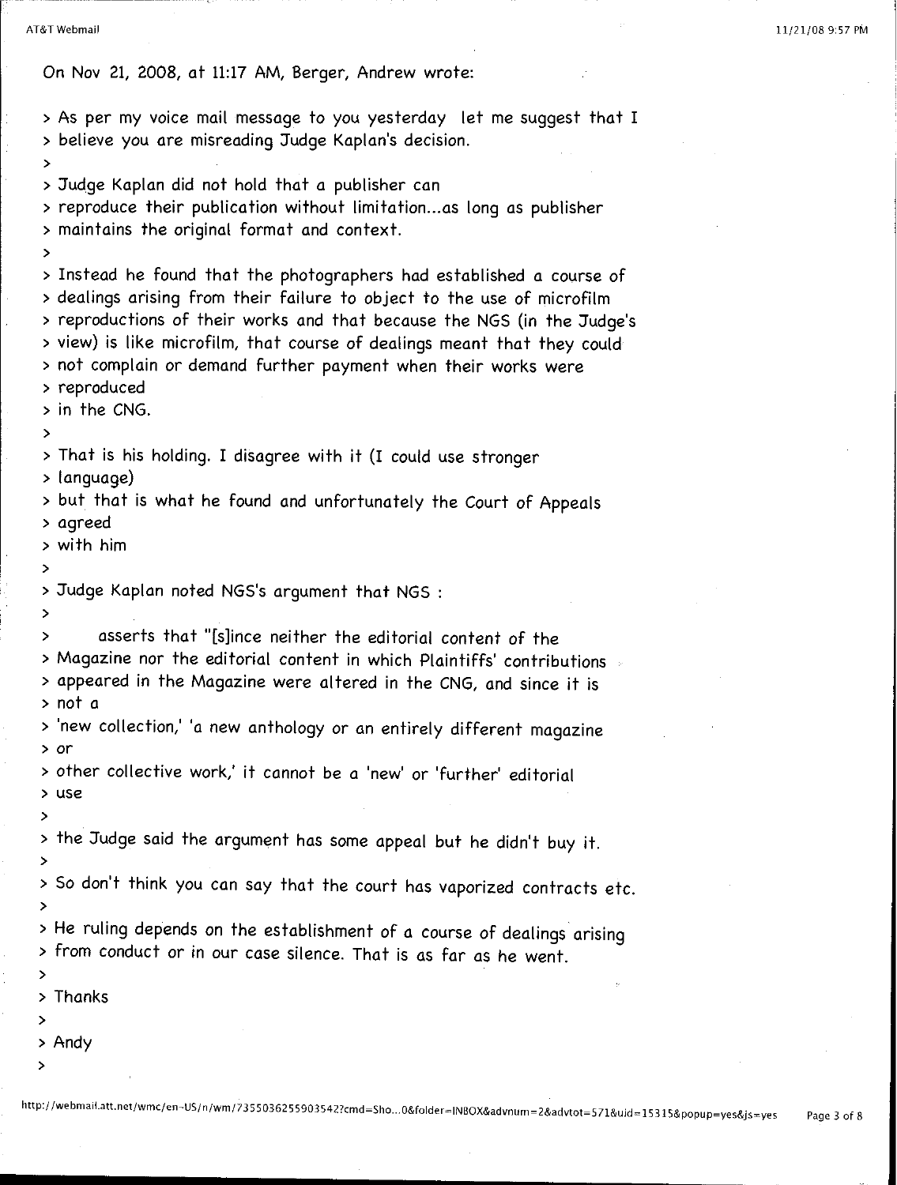On Nov 21, 2008, at 11:17 AM, Berger, Andrew wrote:

> As per my voice mail message to you yesterday  let me suggest that I
> believe you are misreading Judge Kaplan's decision.
>
> Judge Kaplan did not hold that a publisher can
> reproduce their publication without limitation...as long as publisher
> maintains the original format and context.
>
> Instead he found that the photographers had established a course of
> dealings arising from their failure to object to the use of microfilm
> reproductions of their works and that because the NGS (in the Judge's
> view) is like microfilm, that course of dealings meant that they could
> not complain or demand further payment when their works were
> reproduced
> in the CNG.
>
> That is his holding. I disagree with it (I could use stronger
> language)
> but that is what he found and unfortunately the Court of Appeals
> agreed
> with him
>
> Judge Kaplan noted NGS's argument that NGS :
>
>       asserts that "[s]ince neither the editorial content of the
> Magazine nor the editorial content in which Plaintiffs' contributions
> appeared in the Magazine were altered in the CNG, and since it is
> not a
> 'new collection,' 'a new anthology or an entirely different magazine
> or
> other collective work,' it cannot be a 'new' or 'further' editorial
> use
>
> the Judge said the argument has some appeal but he didn't buy it.
>
> So don't think you can say that the court has vaporized contracts etc.
>
> He ruling depends on the establishment of a course of dealings arising
> from conduct or in our case silence. That is as far as he went.
>
> Thanks
>
> Andy
>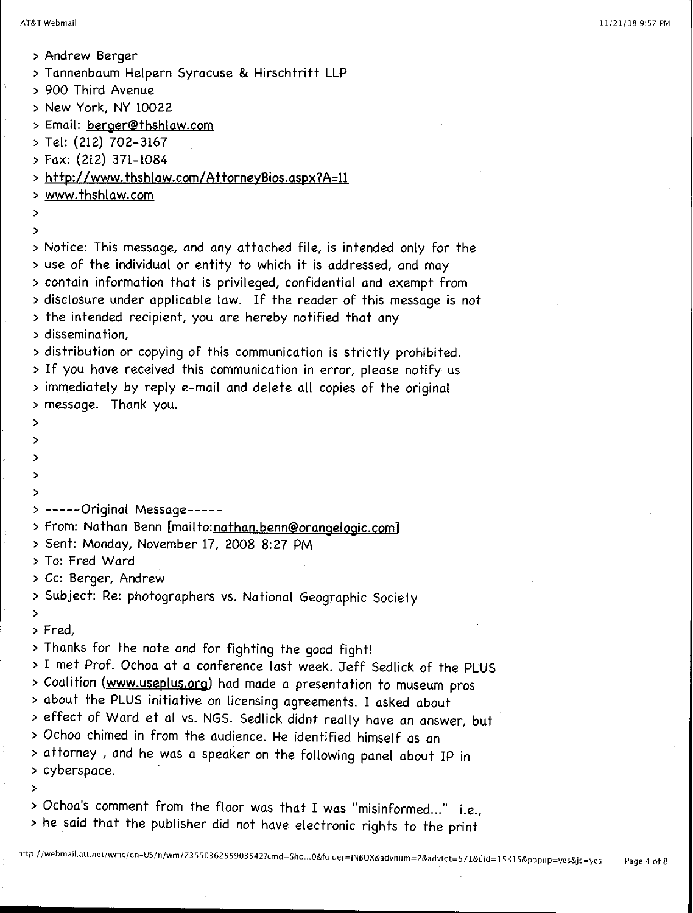> Andrew Berger
> Tannenbaum Helpern Syracuse & Hirschtritt LLP
> 900 Third Avenue
> New York, NY 10022
> Email: berger@thshlaw.com
> Tel: (212) 702-3167
> Fax: (212) 371-1084
> http://www.thshlaw.com/AttorneyBios.aspx?A=11
> www.thshlaw.com
>
>
> Notice: This message, and any attached file, is intended only for the
> use of the individual or entity to which it is addressed, and may
> contain information that is privileged, confidential and exempt from
> disclosure under applicable law. If the reader of this message is not
> the intended recipient, you are hereby notified that any
> dissemination,
> distribution or copying of this communication is strictly prohibited.
> If you have received this communication in error, please notify us
> immediately by reply e-mail and delete all copies of the original
> message. Thank you.
>
>
>
>
>
> -----Original Message-----
> From: Nathan Benn [mailto:nathan.benn@orangelogic.com]
> Sent: Monday, November 17, 2008 8:27 PM
> To: Fred Ward
> Cc: Berger, Andrew
> Subject: Re: photographers vs. National Geographic Society
>
> Fred,
> Thanks for the note and for fighting the good fight!
> I met Prof. Ochoa at a conference last week. Jeff Sedlick of the PLUS
> Coalition (www.useplus.org) had made a presentation to museum pros
> about the PLUS initiative on licensing agreements. I asked about
> effect of Ward et al vs. NGS. Sedlick didnt really have an answer, but
> Ochoa chimed in from the audience. He identified himself as an
> attorney , and he was a speaker on the following panel about IP in
> cyberspace.
>
> Ochoa's comment from the floor was that I was "misinformed..." i.e.,
> he said that the publisher did not have electronic rights to the print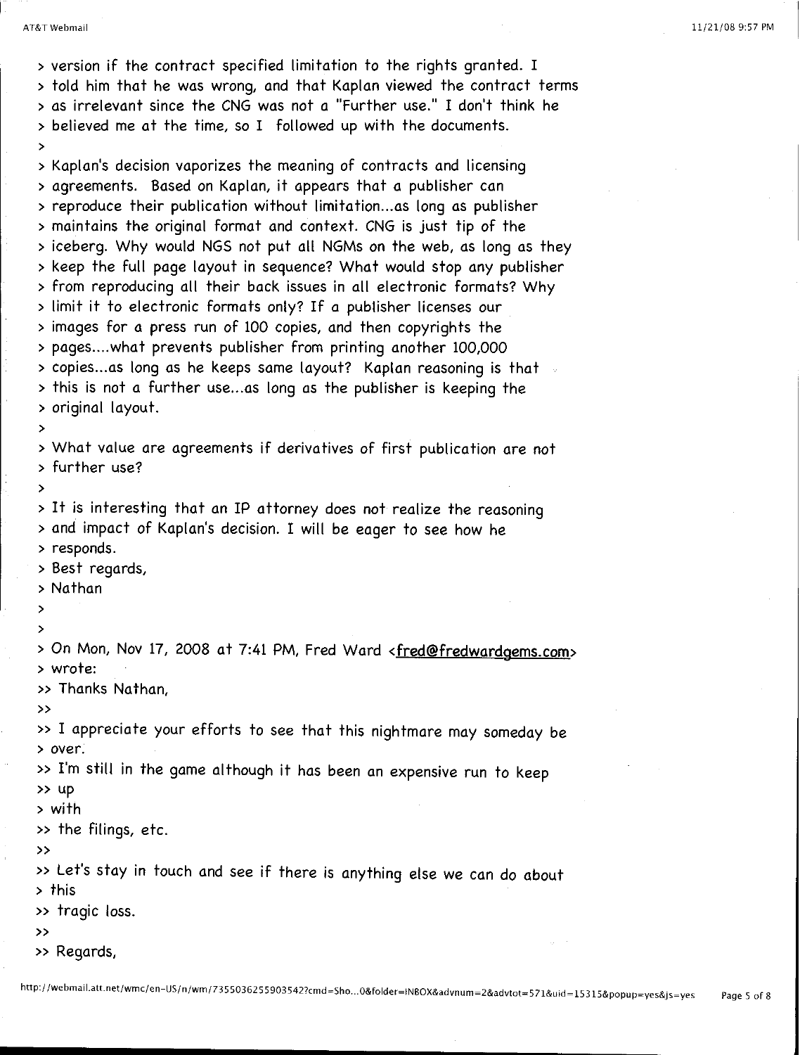> version if the contract specified limitation to the rights granted. I
> told him that he was wrong, and that Kaplan viewed the contract terms
> as irrelevant since the CNG was not a "Further use." I don't think he
> believed me at the time, so I followed up with the documents.
>
> Kaplan's decision vaporizes the meaning of contracts and licensing
> agreements. Based on Kaplan, it appears that a publisher can
> reproduce their publication without limitation...as long as publisher
> maintains the original format and context. CNG is just tip of the
> iceberg. Why would NGS not put all NGMs on the web, as long as they
> keep the full page layout in sequence? What would stop any publisher
> from reproducing all their back issues in all electronic formats? Why
> limit it to electronic formats only? If a publisher licenses our
> images for a press run of 100 copies, and then copyrights the
> pages....what prevents publisher from printing another 100,000
> copies...as long as he keeps same layout? Kaplan reasoning is that
> this is not a further use...as long as the publisher is keeping the
> original layout.
>
> What value are agreements if derivatives of first publication are not
> further use?
>
> It is interesting that an IP attorney does not realize the reasoning
> and impact of Kaplan's decision. I will be eager to see how he
> responds.
> Best regards,
> Nathan
>
>
> On Mon, Nov 17, 2008 at 7:41 PM, Fred Ward <fred@fredwardgems.com>
> wrote:
>> Thanks Nathan,
>>
>> I appreciate your efforts to see that this nightmare may someday be
> over.
>> I'm still in the game although it has been an expensive run to keep
>> up
> with
>> the filings, etc.
>>
>> Let's stay in touch and see if there is anything else we can do about
> this
>> tragic loss.
>>
>> Regards,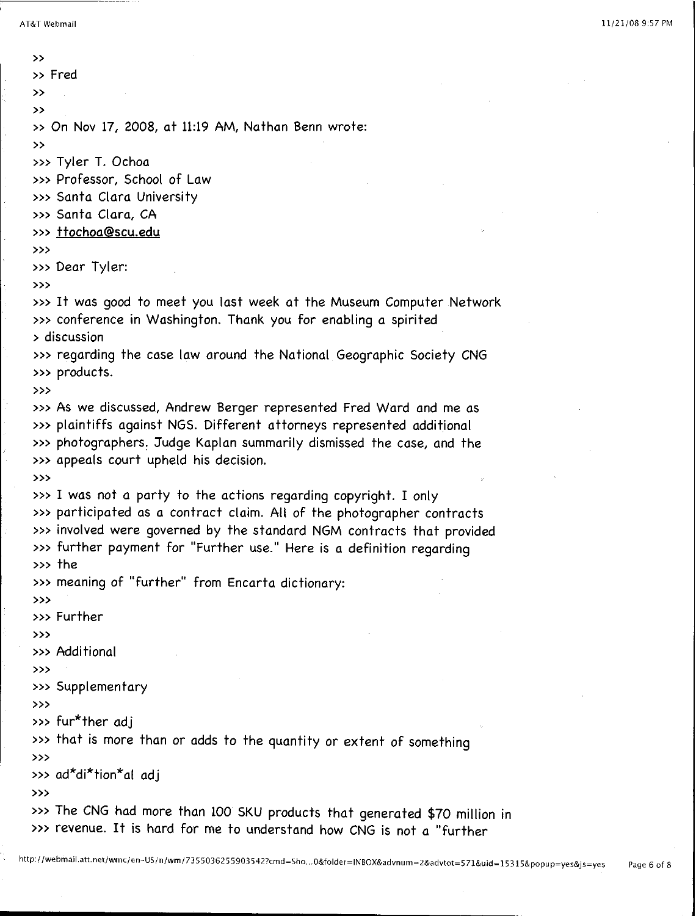>>
>> Fred
>>
>>
>> On Nov 17, 2008, at 11:19 AM, Nathan Benn wrote:
>>
>>> Tyler T. Ochoa
>>> Professor, School of Law
>>> Santa Clara University
>>> Santa Clara, CA
>>> ttochoa@scu.edu
>>>
>>> Dear Tyler:
>>>
>>> It was good to meet you last week at the Museum Computer Network
>>> conference in Washington. Thank you for enabling a spirited
> discussion
>>> regarding the case law around the National Geographic Society CNG
>>> products.
>>>
>>> As we discussed, Andrew Berger represented Fred Ward and me as
>>> plaintiffs against NGS. Different attorneys represented additional
>>> photographers. Judge Kaplan summarily dismissed the case, and the
>>> appeals court upheld his decision.
>>>
>>> I was not a party to the actions regarding copyright. I only
>>> participated as a contract claim. All of the photographer contracts
>>> involved were governed by the standard NGM contracts that provided
>>> further payment for "Further use." Here is a definition regarding
>>> the
>>> meaning of "further" from Encarta dictionary:
>>>
>>> Further
>>>
>>> Additional
>>>
>>> Supplementary
>>>
>>> fur*ther adj
>>> that is more than or adds to the quantity or extent of something
>>>
>>> ad*di*tion*al adj
>>>
>>> The CNG had more than 100 SKU products that generated $70 million in
>>> revenue. It is hard for me to understand how CNG is not a "further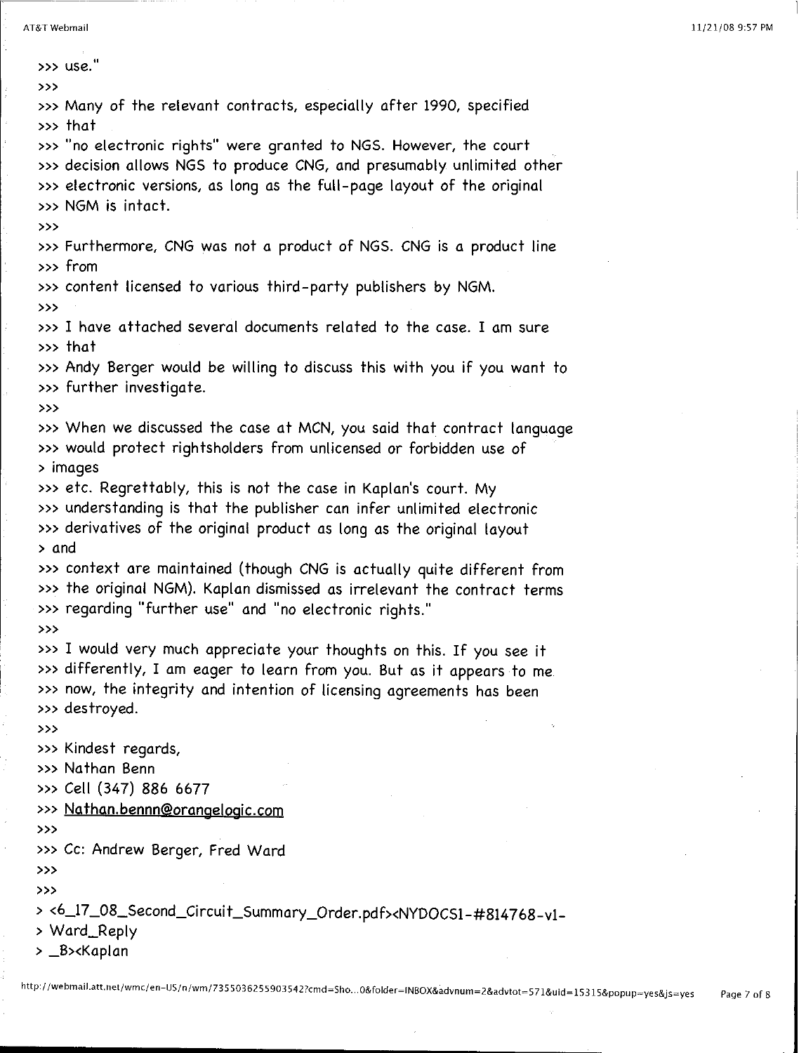>>> use."
>>>
>>> Many of the relevant contracts, especially after 1990, specified
>>> that
>>> "no electronic rights" were granted to NGS. However, the court
>>> decision allows NGS to produce CNG, and presumably unlimited other
>>> electronic versions, as long as the full-page layout of the original
>>> NGM is intact.
>>>
>>> Furthermore, CNG was not a product of NGS. CNG is a product line
>>> from
>>> content licensed to various third-party publishers by NGM.
>>>
>>> I have attached several documents related to the case. I am sure
>>> that
>>> Andy Berger would be willing to discuss this with you if you want to
>>> further investigate.
>>>
>>> When we discussed the case at MCN, you said that contract language
>>> would protect rightsholders from unlicensed or forbidden use of
> images
>>> etc. Regrettably, this is not the case in Kaplan's court. My
>>> understanding is that the publisher can infer unlimited electronic
>>> derivatives of the original product as long as the original layout
> and
>>> context are maintained (though CNG is actually quite different from
>>> the original NGM). Kaplan dismissed as irrelevant the contract terms
>>> regarding "further use" and "no electronic rights."
>>>
>>> I would very much appreciate your thoughts on this. If you see it
>>> differently, I am eager to learn from you. But as it appears to me
>>> now, the integrity and intention of licensing agreements has been
>>> destroyed.
>>>
>>> Kindest regards,
>>> Nathan Benn
>>> Cell (347) 886 6677
>>> Nathan.bennn@orangelogic.com
>>>
>>> Cc: Andrew Berger, Fred Ward
>>>
>>>
> <6_17_08_Second_Circuit_Summary_Order.pdf><NYDOCS1-#814768-v1-
> Ward_Reply
> _B><Kaplan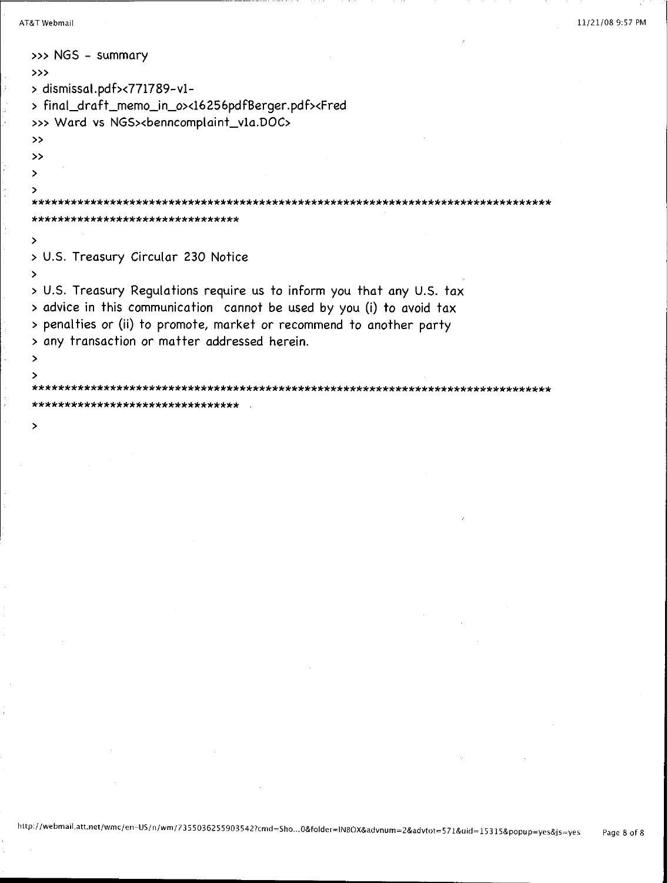>>> NGS - summary

>>>

> dismissal.pdf><771789-v1-

> final_draft_memo_in_o><16256pdfBerger.pdf><Fred

>>> Ward vs NGS><benncomplaint_v1a.DOC>

>>

>>

>

>

********************************************************************************************
********************************

>

> U.S. Treasury Circular 230 Notice

>

> U.S. Treasury Regulations require us to inform you that any U.S. tax
> advice in this communication cannot be used by you (i) to avoid tax
> penalties or (ii) to promote, market or recommend to another party
> any transaction or matter addressed herein.

>

>

********************************************************************************************
********************************

>